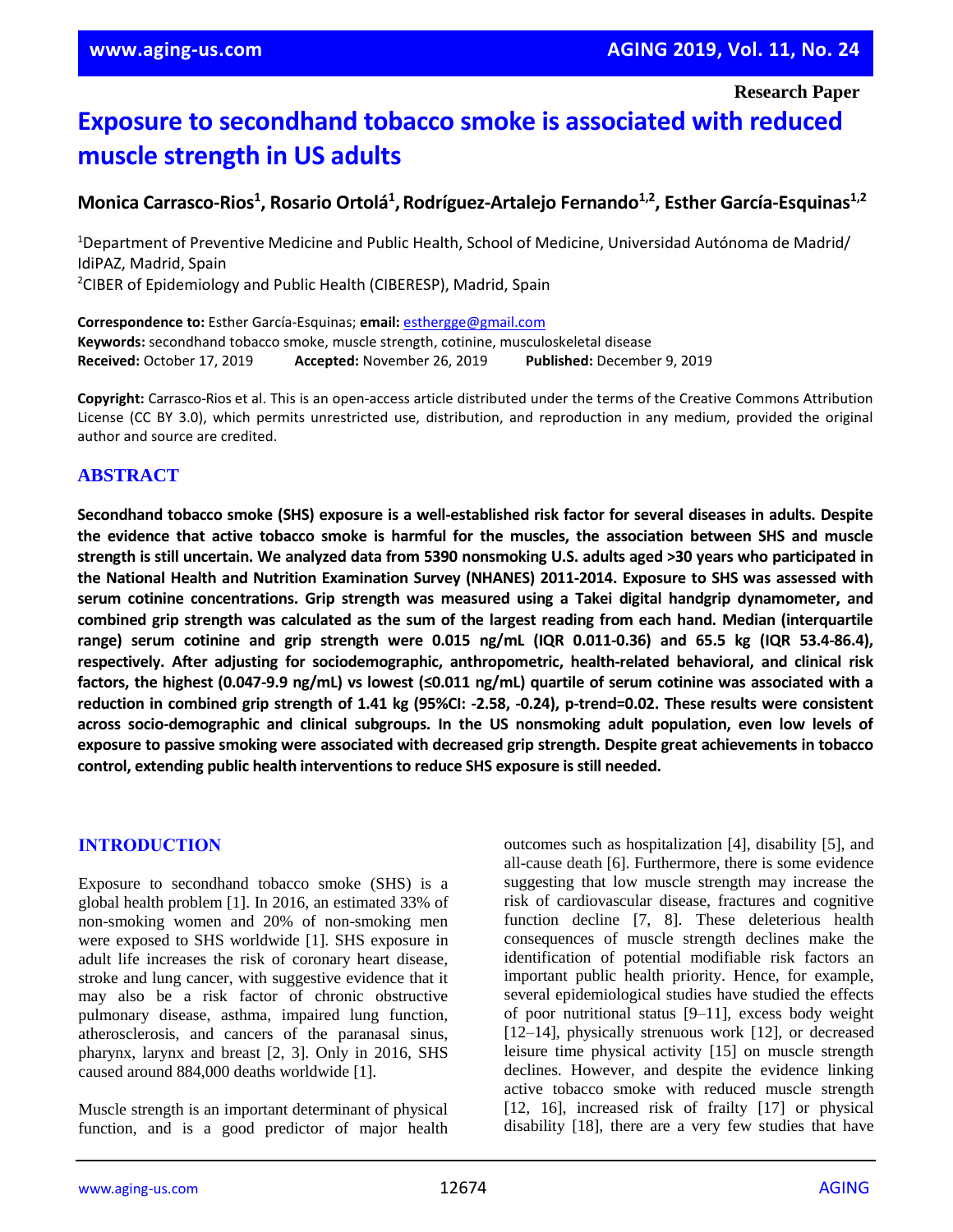**Research Paper**

# Exposure to secondhand tobacco smoke is associated with reduced muscle strength in US adults

**Monica Carrasco-Rios[1], Rosario Ortolá[1], Rodríguez-Artalejo Fernando[1,2], Esther García-Esquinas[1,2]**

[1]Department of Preventive Medicine and Public Health, School of Medicine, Universidad Autónoma de Madrid/IdiPAZ, Madrid, Spain
[2]CIBER of Epidemiology and Public Health (CIBERESP), Madrid, Spain

**Correspondence to:** Esther García-Esquinas; **email:** esthergge@gmail.com
**Keywords:** secondhand tobacco smoke, muscle strength, cotinine, musculoskeletal disease
**Received:** October 17, 2019 **Accepted:** November 26, 2019 **Published:** December 9, 2019

**Copyright:** Carrasco-Rios et al. This is an open-access article distributed under the terms of the Creative Commons Attribution License (CC BY 3.0), which permits unrestricted use, distribution, and reproduction in any medium, provided the original author and source are credited.

## ABSTRACT

**Secondhand tobacco smoke (SHS) exposure is a well-established risk factor for several diseases in adults. Despite the evidence that active tobacco smoke is harmful for the muscles, the association between SHS and muscle strength is still uncertain. We analyzed data from 5390 nonsmoking U.S. adults aged >30 years who participated in the National Health and Nutrition Examination Survey (NHANES) 2011-2014. Exposure to SHS was assessed with serum cotinine concentrations. Grip strength was measured using a Takei digital handgrip dynamometer, and combined grip strength was calculated as the sum of the largest reading from each hand. Median (interquartile range) serum cotinine and grip strength were 0.015 ng/mL (IQR 0.011-0.36) and 65.5 kg (IQR 53.4-86.4), respectively. After adjusting for sociodemographic, anthropometric, health-related behavioral, and clinical risk factors, the highest (0.047-9.9 ng/mL) vs lowest (≤0.011 ng/mL) quartile of serum cotinine was associated with a reduction in combined grip strength of 1.41 kg (95%CI: -2.58, -0.24), p-trend=0.02. These results were consistent across socio-demographic and clinical subgroups. In the US nonsmoking adult population, even low levels of exposure to passive smoking were associated with decreased grip strength. Despite great achievements in tobacco control, extending public health interventions to reduce SHS exposure is still needed.**

## INTRODUCTION

Exposure to secondhand tobacco smoke (SHS) is a global health problem [1]. In 2016, an estimated 33% of non-smoking women and 20% of non-smoking men were exposed to SHS worldwide [1]. SHS exposure in adult life increases the risk of coronary heart disease, stroke and lung cancer, with suggestive evidence that it may also be a risk factor of chronic obstructive pulmonary disease, asthma, impaired lung function, atherosclerosis, and cancers of the paranasal sinus, pharynx, larynx and breast [2, 3]. Only in 2016, SHS caused around 884,000 deaths worldwide [1].

Muscle strength is an important determinant of physical function, and is a good predictor of major health outcomes such as hospitalization [4], disability [5], and all-cause death [6]. Furthermore, there is some evidence suggesting that low muscle strength may increase the risk of cardiovascular disease, fractures and cognitive function decline [7, 8]. These deleterious health consequences of muscle strength declines make the identification of potential modifiable risk factors an important public health priority. Hence, for example, several epidemiological studies have studied the effects of poor nutritional status [9–11], excess body weight [12–14], physically strenuous work [12], or decreased leisure time physical activity [15] on muscle strength declines. However, and despite the evidence linking active tobacco smoke with reduced muscle strength [12, 16], increased risk of frailty [17] or physical disability [18], there are a very few studies that have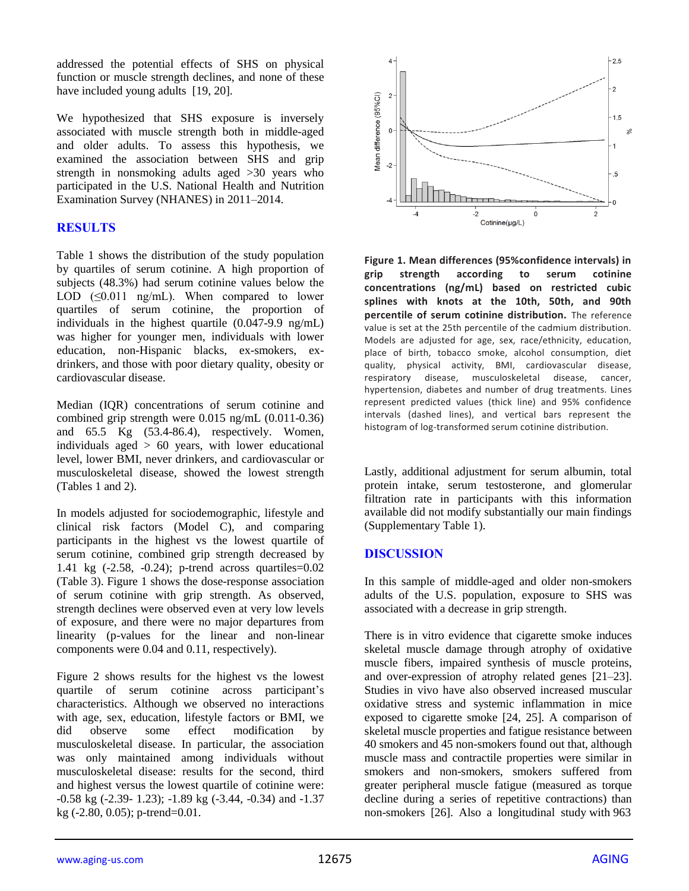addressed the potential effects of SHS on physical function or muscle strength declines, and none of these have included young adults [19, 20].

We hypothesized that SHS exposure is inversely associated with muscle strength both in middle-aged and older adults. To assess this hypothesis, we examined the association between SHS and grip strength in nonsmoking adults aged >30 years who participated in the U.S. National Health and Nutrition Examination Survey (NHANES) in 2011–2014.

## RESULTS

Table 1 shows the distribution of the study population by quartiles of serum cotinine. A high proportion of subjects (48.3%) had serum cotinine values below the LOD (≤0.011 ng/mL). When compared to lower quartiles of serum cotinine, the proportion of individuals in the highest quartile (0.047-9.9 ng/mL) was higher for younger men, individuals with lower education, non-Hispanic blacks, ex-smokers, ex-drinkers, and those with poor dietary quality, obesity or cardiovascular disease.

Median (IQR) concentrations of serum cotinine and combined grip strength were 0.015 ng/mL (0.011-0.36) and 65.5 Kg (53.4-86.4), respectively. Women, individuals aged > 60 years, with lower educational level, lower BMI, never drinkers, and cardiovascular or musculoskeletal disease, showed the lowest strength (Tables 1 and 2).

In models adjusted for sociodemographic, lifestyle and clinical risk factors (Model C), and comparing participants in the highest vs the lowest quartile of serum cotinine, combined grip strength decreased by 1.41 kg (-2.58, -0.24); p-trend across quartiles=0.02 (Table 3). Figure 1 shows the dose-response association of serum cotinine with grip strength. As observed, strength declines were observed even at very low levels of exposure, and there were no major departures from linearity (p-values for the linear and non-linear components were 0.04 and 0.11, respectively).

Figure 2 shows results for the highest vs the lowest quartile of serum cotinine across participant's characteristics. Although we observed no interactions with age, sex, education, lifestyle factors or BMI, we did observe some effect modification by musculoskeletal disease. In particular, the association was only maintained among individuals without musculoskeletal disease: results for the second, third and highest versus the lowest quartile of cotinine were: -0.58 kg (-2.39- 1.23); -1.89 kg (-3.44, -0.34) and -1.37 kg (-2.80, 0.05); p-trend=0.01.

**Figure 1. Mean differences (95%confidence intervals) in grip strength according to serum cotinine concentrations (ng/mL) based on restricted cubic splines with knots at the 10th, 50th, and 90th percentile of serum cotinine distribution.** The reference value is set at the 25th percentile of the cadmium distribution. Models are adjusted for age, sex, race/ethnicity, education, place of birth, tobacco smoke, alcohol consumption, diet quality, physical activity, BMI, cardiovascular disease, respiratory disease, musculoskeletal disease, cancer, hypertension, diabetes and number of drug treatments. Lines represent predicted values (thick line) and 95% confidence intervals (dashed lines), and vertical bars represent the histogram of log-transformed serum cotinine distribution.

Lastly, additional adjustment for serum albumin, total protein intake, serum testosterone, and glomerular filtration rate in participants with this information available did not modify substantially our main findings (Supplementary Table 1).

## DISCUSSION

In this sample of middle-aged and older non-smokers adults of the U.S. population, exposure to SHS was associated with a decrease in grip strength.

There is in vitro evidence that cigarette smoke induces skeletal muscle damage through atrophy of oxidative muscle fibers, impaired synthesis of muscle proteins, and over-expression of atrophy related genes [21–23]. Studies in vivo have also observed increased muscular oxidative stress and systemic inflammation in mice exposed to cigarette smoke [24, 25]. A comparison of skeletal muscle properties and fatigue resistance between 40 smokers and 45 non-smokers found out that, although muscle mass and contractile properties were similar in smokers and non-smokers, smokers suffered from greater peripheral muscle fatigue (measured as torque decline during a series of repetitive contractions) than non-smokers [26]. Also a longitudinal study with 963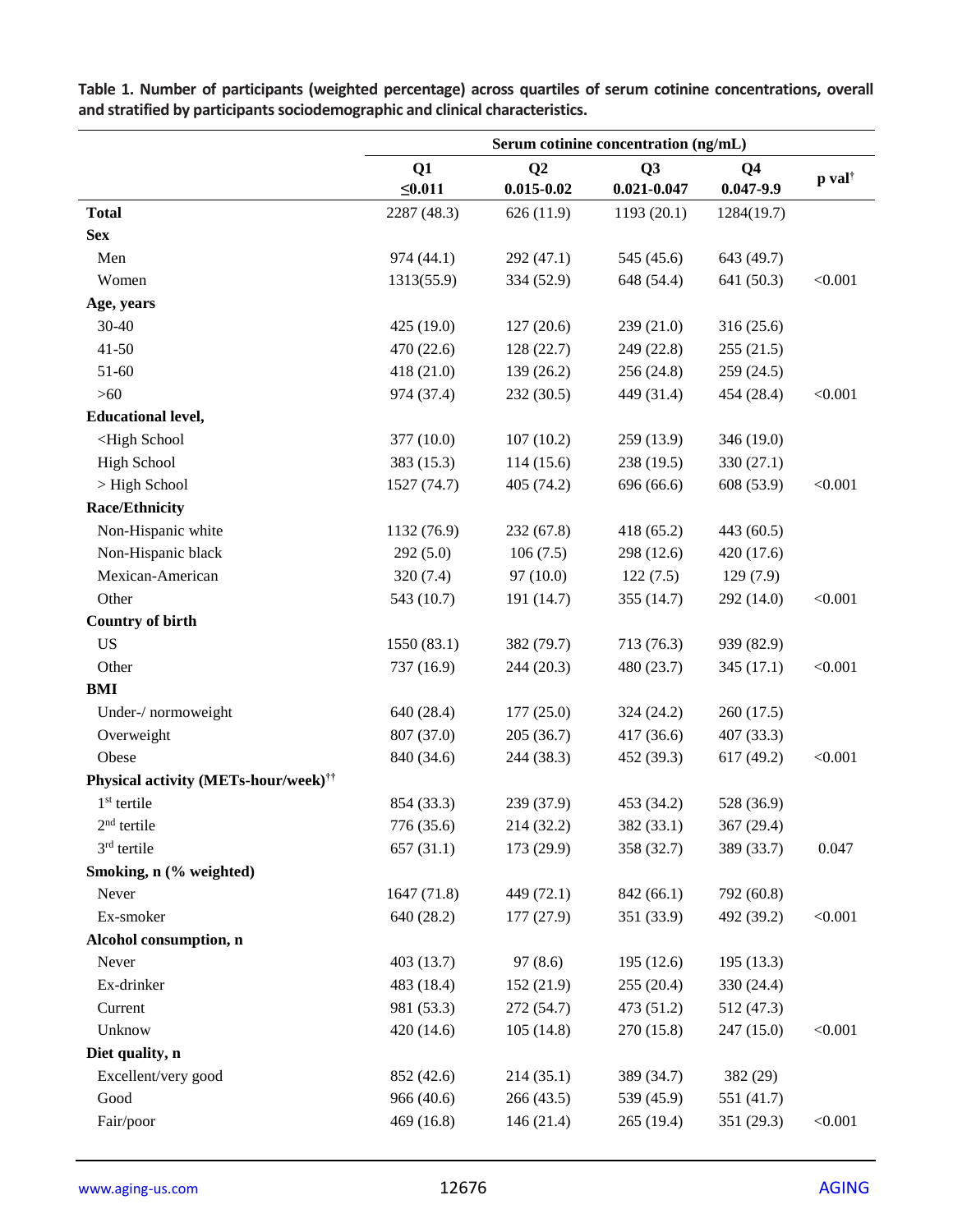**Table 1. Number of participants (weighted percentage) across quartiles of serum cotinine concentrations, overall and stratified by participants sociodemographic and clinical characteristics.**

| | Serum cotinine concentration (ng/mL) | | | | |
|---|---|---|---|---|---|
| | Q1 ≤0.011 | Q2 0.015-0.02 | Q3 0.021-0.047 | Q4 0.047-9.9 | p val† |
| **Total** | 2287 (48.3) | 626 (11.9) | 1193 (20.1) | 1284(19.7) | |
| **Sex** | | | | | |
| Men | 974 (44.1) | 292 (47.1) | 545 (45.6) | 643 (49.7) | |
| Women | 1313(55.9) | 334 (52.9) | 648 (54.4) | 641 (50.3) | <0.001 |
| **Age, years** | | | | | |
| 30-40 | 425 (19.0) | 127 (20.6) | 239 (21.0) | 316 (25.6) | |
| 41-50 | 470 (22.6) | 128 (22.7) | 249 (22.8) | 255 (21.5) | |
| 51-60 | 418 (21.0) | 139 (26.2) | 256 (24.8) | 259 (24.5) | |
| >60 | 974 (37.4) | 232 (30.5) | 449 (31.4) | 454 (28.4) | <0.001 |
| **Educational level,** | | | | | |
| <High School | 377 (10.0) | 107 (10.2) | 259 (13.9) | 346 (19.0) | |
| High School | 383 (15.3) | 114 (15.6) | 238 (19.5) | 330 (27.1) | |
| > High School | 1527 (74.7) | 405 (74.2) | 696 (66.6) | 608 (53.9) | <0.001 |
| **Race/Ethnicity** | | | | | |
| Non-Hispanic white | 1132 (76.9) | 232 (67.8) | 418 (65.2) | 443 (60.5) | |
| Non-Hispanic black | 292 (5.0) | 106 (7.5) | 298 (12.6) | 420 (17.6) | |
| Mexican-American | 320 (7.4) | 97 (10.0) | 122 (7.5) | 129 (7.9) | |
| Other | 543 (10.7) | 191 (14.7) | 355 (14.7) | 292 (14.0) | <0.001 |
| **Country of birth** | | | | | |
| US | 1550 (83.1) | 382 (79.7) | 713 (76.3) | 939 (82.9) | |
| Other | 737 (16.9) | 244 (20.3) | 480 (23.7) | 345 (17.1) | <0.001 |
| **BMI** | | | | | |
| Under-/ normoweight | 640 (28.4) | 177 (25.0) | 324 (24.2) | 260 (17.5) | |
| Overweight | 807 (37.0) | 205 (36.7) | 417 (36.6) | 407 (33.3) | |
| Obese | 840 (34.6) | 244 (38.3) | 452 (39.3) | 617 (49.2) | <0.001 |
| **Physical activity (METs-hour/week)††** | | | | | |
| 1st tertile | 854 (33.3) | 239 (37.9) | 453 (34.2) | 528 (36.9) | |
| 2nd tertile | 776 (35.6) | 214 (32.2) | 382 (33.1) | 367 (29.4) | |
| 3rd tertile | 657 (31.1) | 173 (29.9) | 358 (32.7) | 389 (33.7) | 0.047 |
| **Smoking, n (% weighted)** | | | | | |
| Never | 1647 (71.8) | 449 (72.1) | 842 (66.1) | 792 (60.8) | |
| Ex-smoker | 640 (28.2) | 177 (27.9) | 351 (33.9) | 492 (39.2) | <0.001 |
| **Alcohol consumption, n** | | | | | |
| Never | 403 (13.7) | 97 (8.6) | 195 (12.6) | 195 (13.3) | |
| Ex-drinker | 483 (18.4) | 152 (21.9) | 255 (20.4) | 330 (24.4) | |
| Current | 981 (53.3) | 272 (54.7) | 473 (51.2) | 512 (47.3) | |
| Unknow | 420 (14.6) | 105 (14.8) | 270 (15.8) | 247 (15.0) | <0.001 |
| **Diet quality, n** | | | | | |
| Excellent/very good | 852 (42.6) | 214 (35.1) | 389 (34.7) | 382 (29) | |
| Good | 966 (40.6) | 266 (43.5) | 539 (45.9) | 551 (41.7) | |
| Fair/poor | 469 (16.8) | 146 (21.4) | 265 (19.4) | 351 (29.3) | <0.001 |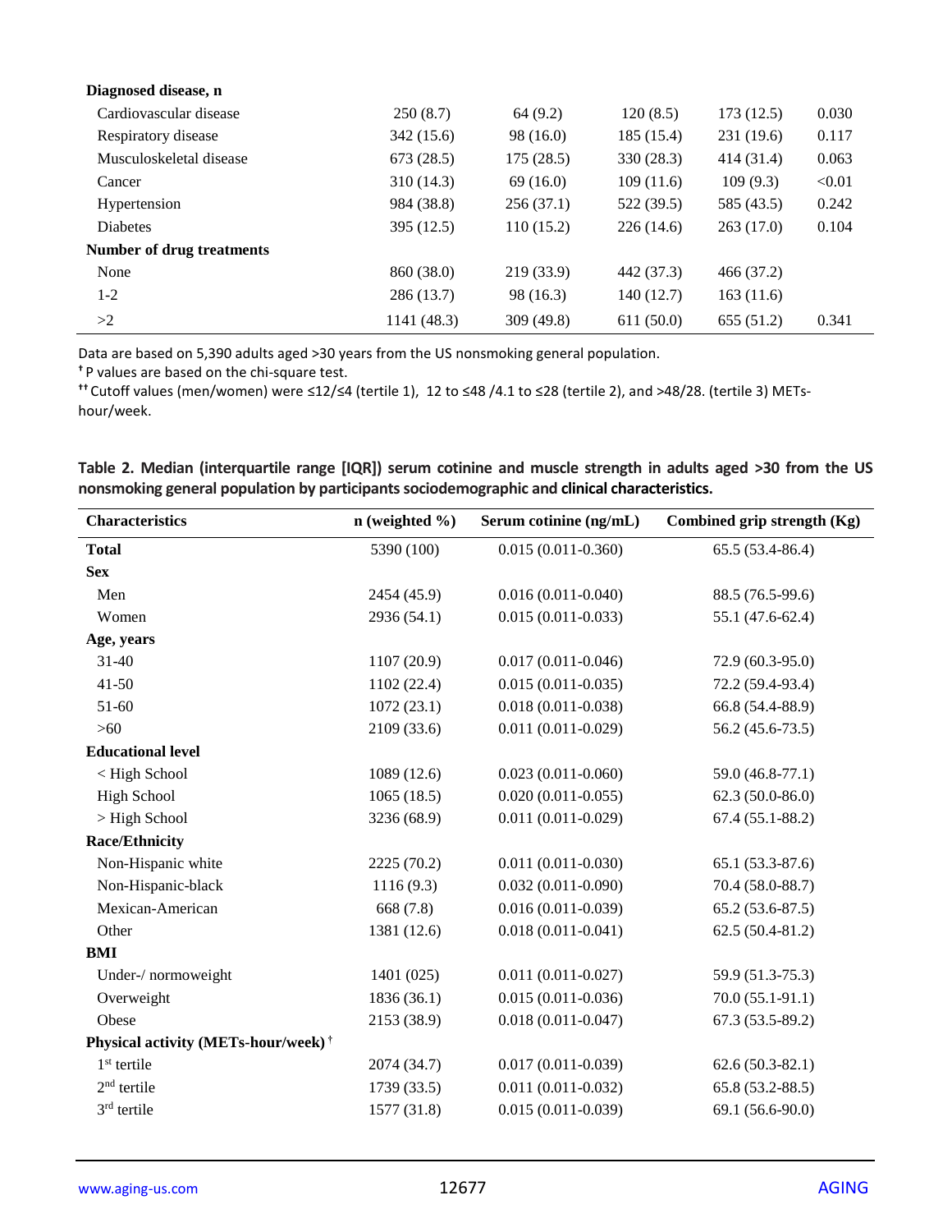| Diagnosed disease, n | | | | | |
|---|---|---|---|---|---|
| Cardiovascular disease | 250 (8.7) | 64 (9.2) | 120 (8.5) | 173 (12.5) | 0.030 |
| Respiratory disease | 342 (15.6) | 98 (16.0) | 185 (15.4) | 231 (19.6) | 0.117 |
| Musculoskeletal disease | 673 (28.5) | 175 (28.5) | 330 (28.3) | 414 (31.4) | 0.063 |
| Cancer | 310 (14.3) | 69 (16.0) | 109 (11.6) | 109 (9.3) | <0.01 |
| Hypertension | 984 (38.8) | 256 (37.1) | 522 (39.5) | 585 (43.5) | 0.242 |
| Diabetes | 395 (12.5) | 110 (15.2) | 226 (14.6) | 263 (17.0) | 0.104 |
| **Number of drug treatments** | | | | | |
| None | 860 (38.0) | 219 (33.9) | 442 (37.3) | 466 (37.2) | |
| 1-2 | 286 (13.7) | 98 (16.3) | 140 (12.7) | 163 (11.6) | |
| >2 | 1141 (48.3) | 309 (49.8) | 611 (50.0) | 655 (51.2) | 0.341 |

Data are based on 5,390 adults aged >30 years from the US nonsmoking general population.

† P values are based on the chi-square test.

†† Cutoff values (men/women) were ≤12/≤4 (tertile 1), 12 to ≤48 /4.1 to ≤28 (tertile 2), and >48/28. (tertile 3) METs-hour/week.

**Table 2. Median (interquartile range [IQR]) serum cotinine and muscle strength in adults aged >30 from the US nonsmoking general population by participants sociodemographic and clinical characteristics.**

| Characteristics | n (weighted %) | Serum cotinine (ng/mL) | Combined grip strength (Kg) |
|---|---|---|---|
| **Total** | 5390 (100) | 0.015 (0.011-0.360) | 65.5 (53.4-86.4) |
| **Sex** | | | |
| Men | 2454 (45.9) | 0.016 (0.011-0.040) | 88.5 (76.5-99.6) |
| Women | 2936 (54.1) | 0.015 (0.011-0.033) | 55.1 (47.6-62.4) |
| **Age, years** | | | |
| 31-40 | 1107 (20.9) | 0.017 (0.011-0.046) | 72.9 (60.3-95.0) |
| 41-50 | 1102 (22.4) | 0.015 (0.011-0.035) | 72.2 (59.4-93.4) |
| 51-60 | 1072 (23.1) | 0.018 (0.011-0.038) | 66.8 (54.4-88.9) |
| >60 | 2109 (33.6) | 0.011 (0.011-0.029) | 56.2 (45.6-73.5) |
| **Educational level** | | | |
| < High School | 1089 (12.6) | 0.023 (0.011-0.060) | 59.0 (46.8-77.1) |
| High School | 1065 (18.5) | 0.020 (0.011-0.055) | 62.3 (50.0-86.0) |
| > High School | 3236 (68.9) | 0.011 (0.011-0.029) | 67.4 (55.1-88.2) |
| **Race/Ethnicity** | | | |
| Non-Hispanic white | 2225 (70.2) | 0.011 (0.011-0.030) | 65.1 (53.3-87.6) |
| Non-Hispanic-black | 1116 (9.3) | 0.032 (0.011-0.090) | 70.4 (58.0-88.7) |
| Mexican-American | 668 (7.8) | 0.016 (0.011-0.039) | 65.2 (53.6-87.5) |
| Other | 1381 (12.6) | 0.018 (0.011-0.041) | 62.5 (50.4-81.2) |
| **BMI** | | | |
| Under-/ normoweight | 1401 (025) | 0.011 (0.011-0.027) | 59.9 (51.3-75.3) |
| Overweight | 1836 (36.1) | 0.015 (0.011-0.036) | 70.0 (55.1-91.1) |
| Obese | 2153 (38.9) | 0.018 (0.011-0.047) | 67.3 (53.5-89.2) |
| **Physical activity (METs-hour/week) †** | | | |
| 1st tertile | 2074 (34.7) | 0.017 (0.011-0.039) | 62.6 (50.3-82.1) |
| 2nd tertile | 1739 (33.5) | 0.011 (0.011-0.032) | 65.8 (53.2-88.5) |
| 3rd tertile | 1577 (31.8) | 0.015 (0.011-0.039) | 69.1 (56.6-90.0) |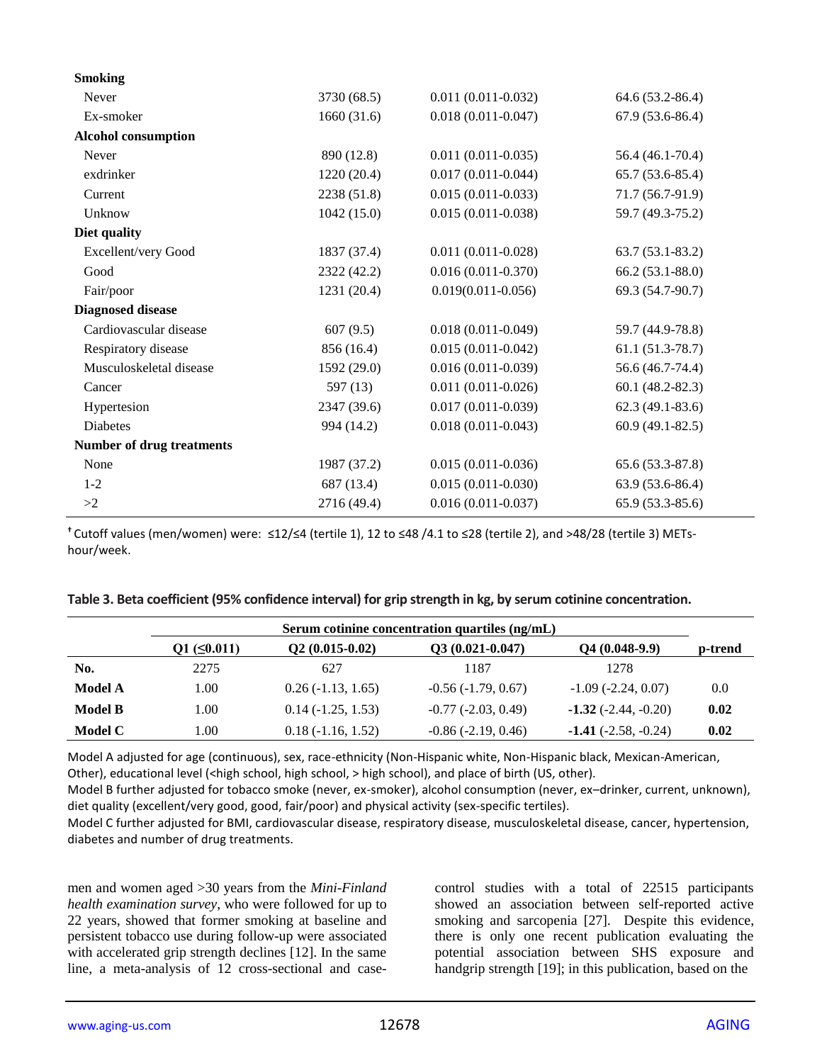| | | | |
|---|---|---|---|
| **Smoking** | | | |
| Never | 3730 (68.5) | 0.011 (0.011-0.032) | 64.6 (53.2-86.4) |
| Ex-smoker | 1660 (31.6) | 0.018 (0.011-0.047) | 67.9 (53.6-86.4) |
| **Alcohol consumption** | | | |
| Never | 890 (12.8) | 0.011 (0.011-0.035) | 56.4 (46.1-70.4) |
| exdrinker | 1220 (20.4) | 0.017 (0.011-0.044) | 65.7 (53.6-85.4) |
| Current | 2238 (51.8) | 0.015 (0.011-0.033) | 71.7 (56.7-91.9) |
| Unknow | 1042 (15.0) | 0.015 (0.011-0.038) | 59.7 (49.3-75.2) |
| **Diet quality** | | | |
| Excellent/very Good | 1837 (37.4) | 0.011 (0.011-0.028) | 63.7 (53.1-83.2) |
| Good | 2322 (42.2) | 0.016 (0.011-0.370) | 66.2 (53.1-88.0) |
| Fair/poor | 1231 (20.4) | 0.019(0.011-0.056) | 69.3 (54.7-90.7) |
| **Diagnosed disease** | | | |
| Cardiovascular disease | 607 (9.5) | 0.018 (0.011-0.049) | 59.7 (44.9-78.8) |
| Respiratory disease | 856 (16.4) | 0.015 (0.011-0.042) | 61.1 (51.3-78.7) |
| Musculoskeletal disease | 1592 (29.0) | 0.016 (0.011-0.039) | 56.6 (46.7-74.4) |
| Cancer | 597 (13) | 0.011 (0.011-0.026) | 60.1 (48.2-82.3) |
| Hypertesion | 2347 (39.6) | 0.017 (0.011-0.039) | 62.3 (49.1-83.6) |
| Diabetes | 994 (14.2) | 0.018 (0.011-0.043) | 60.9 (49.1-82.5) |
| **Number of drug treatments** | | | |
| None | 1987 (37.2) | 0.015 (0.011-0.036) | 65.6 (53.3-87.8) |
| 1-2 | 687 (13.4) | 0.015 (0.011-0.030) | 63.9 (53.6-86.4) |
| >2 | 2716 (49.4) | 0.016 (0.011-0.037) | 65.9 (53.3-85.6) |

† Cutoff values (men/women) were: ≤12/≤4 (tertile 1), 12 to ≤48 /4.1 to ≤28 (tertile 2), and >48/28 (tertile 3) METs-hour/week.

**Table 3. Beta coefficient (95% confidence interval) for grip strength in kg, by serum cotinine concentration.**

| | Serum cotinine concentration quartiles (ng/mL) | | | | |
|---|---|---|---|---|---|
| | **Q1 (≤0.011)** | **Q2 (0.015-0.02)** | **Q3 (0.021-0.047)** | **Q4 (0.048-9.9)** | **p-trend** |
| **No.** | 2275 | 627 | 1187 | 1278 | |
| **Model A** | 1.00 | 0.26 (-1.13, 1.65) | -0.56 (-1.79, 0.67) | -1.09 (-2.24, 0.07) | 0.0 |
| **Model B** | 1.00 | 0.14 (-1.25, 1.53) | -0.77 (-2.03, 0.49) | **-1.32** (-2.44, -0.20) | **0.02** |
| **Model C** | 1.00 | 0.18 (-1.16, 1.52) | -0.86 (-2.19, 0.46) | **-1.41** (-2.58, -0.24) | **0.02** |

Model A adjusted for age (continuous), sex, race-ethnicity (Non-Hispanic white, Non-Hispanic black, Mexican-American, Other), educational level (<high school, high school, > high school), and place of birth (US, other).
Model B further adjusted for tobacco smoke (never, ex-smoker), alcohol consumption (never, ex–drinker, current, unknown), diet quality (excellent/very good, good, fair/poor) and physical activity (sex-specific tertiles).
Model C further adjusted for BMI, cardiovascular disease, respiratory disease, musculoskeletal disease, cancer, hypertension, diabetes and number of drug treatments.

men and women aged >30 years from the *Mini-Finland health examination survey*, who were followed for up to 22 years, showed that former smoking at baseline and persistent tobacco use during follow-up were associated with accelerated grip strength declines [12]. In the same line, a meta-analysis of 12 cross-sectional and case-control studies with a total of 22515 participants showed an association between self-reported active smoking and sarcopenia [27]. Despite this evidence, there is only one recent publication evaluating the potential association between SHS exposure and handgrip strength [19]; in this publication, based on the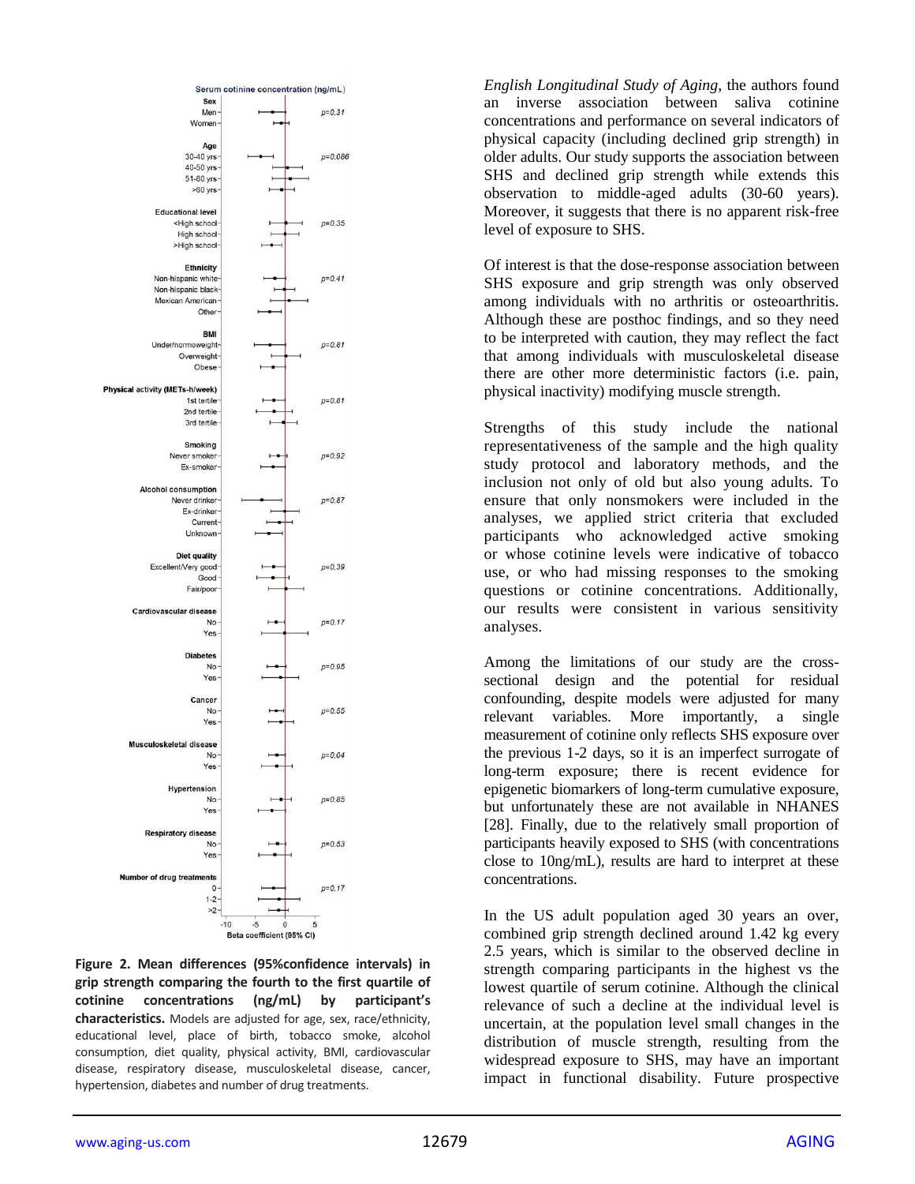**Figure 2. Mean differences (95%confidence intervals) in grip strength comparing the fourth to the first quartile of cotinine concentrations (ng/mL) by participant's characteristics.** Models are adjusted for age, sex, race/ethnicity, educational level, place of birth, tobacco smoke, alcohol consumption, diet quality, physical activity, BMI, cardiovascular disease, respiratory disease, musculoskeletal disease, cancer, hypertension, diabetes and number of drug treatments.

*English Longitudinal Study of Aging*, the authors found an inverse association between saliva cotinine concentrations and performance on several indicators of physical capacity (including declined grip strength) in older adults. Our study supports the association between SHS and declined grip strength while extends this observation to middle-aged adults (30-60 years). Moreover, it suggests that there is no apparent risk-free level of exposure to SHS.

Of interest is that the dose-response association between SHS exposure and grip strength was only observed among individuals with no arthritis or osteoarthritis. Although these are posthoc findings, and so they need to be interpreted with caution, they may reflect the fact that among individuals with musculoskeletal disease there are other more deterministic factors (i.e. pain, physical inactivity) modifying muscle strength.

Strengths of this study include the national representativeness of the sample and the high quality study protocol and laboratory methods, and the inclusion not only of old but also young adults. To ensure that only nonsmokers were included in the analyses, we applied strict criteria that excluded participants who acknowledged active smoking or whose cotinine levels were indicative of tobacco use, or who had missing responses to the smoking questions or cotinine concentrations. Additionally, our results were consistent in various sensitivity analyses.

Among the limitations of our study are the cross-sectional design and the potential for residual confounding, despite models were adjusted for many relevant variables. More importantly, a single measurement of cotinine only reflects SHS exposure over the previous 1-2 days, so it is an imperfect surrogate of long-term exposure; there is recent evidence for epigenetic biomarkers of long-term cumulative exposure, but unfortunately these are not available in NHANES [28]. Finally, due to the relatively small proportion of participants heavily exposed to SHS (with concentrations close to 10ng/mL), results are hard to interpret at these concentrations.

In the US adult population aged 30 years an over, combined grip strength declined around 1.42 kg every 2.5 years, which is similar to the observed decline in strength comparing participants in the highest vs the lowest quartile of serum cotinine. Although the clinical relevance of such a decline at the individual level is uncertain, at the population level small changes in the distribution of muscle strength, resulting from the widespread exposure to SHS, may have an important impact in functional disability. Future prospective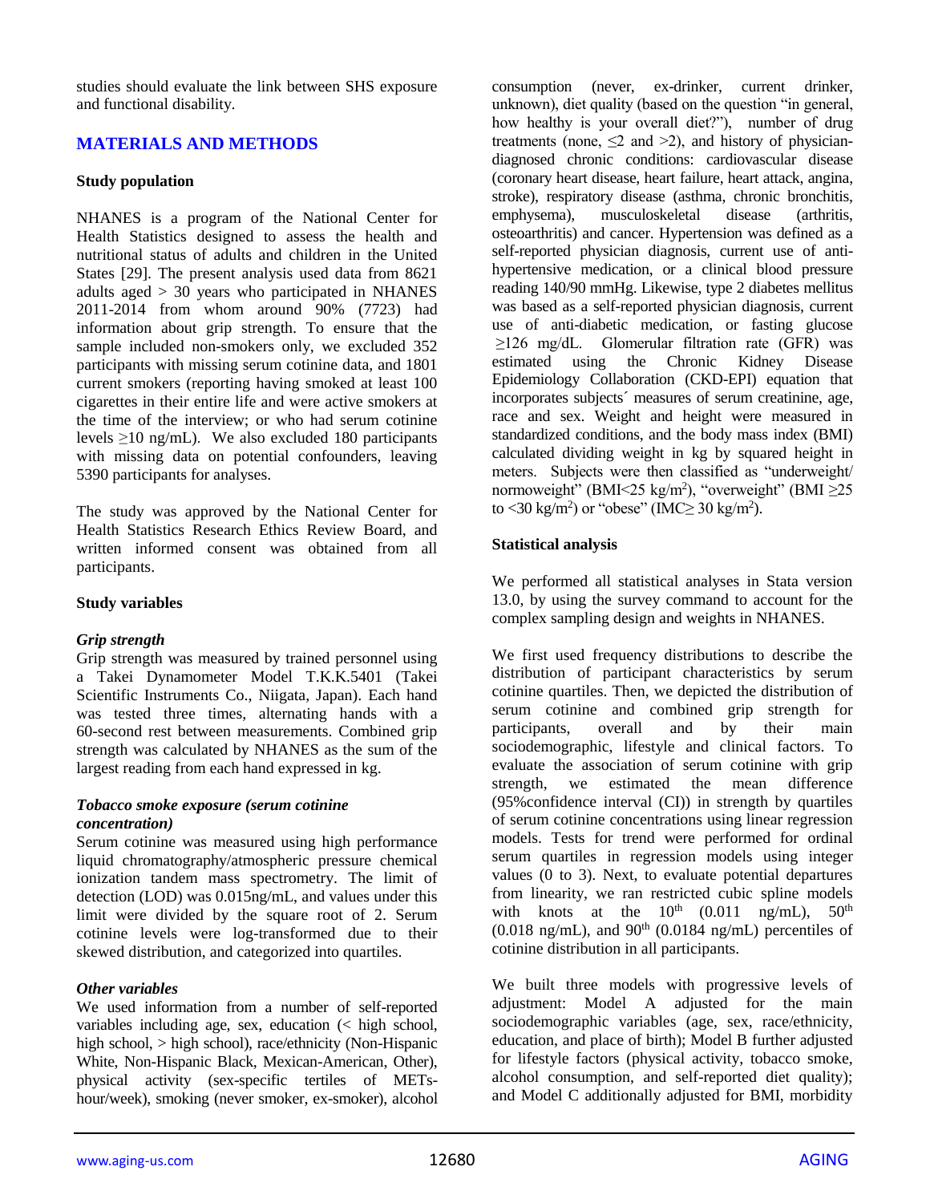studies should evaluate the link between SHS exposure and functional disability.

## MATERIALS AND METHODS

### Study population

NHANES is a program of the National Center for Health Statistics designed to assess the health and nutritional status of adults and children in the United States [29]. The present analysis used data from 8621 adults aged > 30 years who participated in NHANES 2011-2014 from whom around 90% (7723) had information about grip strength. To ensure that the sample included non-smokers only, we excluded 352 participants with missing serum cotinine data, and 1801 current smokers (reporting having smoked at least 100 cigarettes in their entire life and were active smokers at the time of the interview; or who had serum cotinine levels ≥10 ng/mL). We also excluded 180 participants with missing data on potential confounders, leaving 5390 participants for analyses.

The study was approved by the National Center for Health Statistics Research Ethics Review Board, and written informed consent was obtained from all participants.

### Study variables

#### *Grip strength*

Grip strength was measured by trained personnel using a Takei Dynamometer Model T.K.K.5401 (Takei Scientific Instruments Co., Niigata, Japan). Each hand was tested three times, alternating hands with a 60-second rest between measurements. Combined grip strength was calculated by NHANES as the sum of the largest reading from each hand expressed in kg.

#### *Tobacco smoke exposure (serum cotinine concentration)*

Serum cotinine was measured using high performance liquid chromatography/atmospheric pressure chemical ionization tandem mass spectrometry. The limit of detection (LOD) was 0.015ng/mL, and values under this limit were divided by the square root of 2. Serum cotinine levels were log-transformed due to their skewed distribution, and categorized into quartiles.

#### *Other variables*

We used information from a number of self-reported variables including age, sex, education (< high school, high school, > high school), race/ethnicity (Non-Hispanic White, Non-Hispanic Black, Mexican-American, Other), physical activity (sex-specific tertiles of METs-hour/week), smoking (never smoker, ex-smoker), alcohol consumption (never, ex-drinker, current drinker, unknown), diet quality (based on the question "in general, how healthy is your overall diet?"), number of drug treatments (none, ≤2 and >2), and history of physician-diagnosed chronic conditions: cardiovascular disease (coronary heart disease, heart failure, heart attack, angina, stroke), respiratory disease (asthma, chronic bronchitis, emphysema), musculoskeletal disease (arthritis, osteoarthritis) and cancer. Hypertension was defined as a self-reported physician diagnosis, current use of anti-hypertensive medication, or a clinical blood pressure reading 140/90 mmHg. Likewise, type 2 diabetes mellitus was based as a self-reported physician diagnosis, current use of anti-diabetic medication, or fasting glucose ≥126 mg/dL. Glomerular filtration rate (GFR) was estimated using the Chronic Kidney Disease Epidemiology Collaboration (CKD-EPI) equation that incorporates subjects´ measures of serum creatinine, age, race and sex. Weight and height were measured in standardized conditions, and the body mass index (BMI) calculated dividing weight in kg by squared height in meters. Subjects were then classified as "underweight/ normoweight" (BMI<25 kg/m$^2$), "overweight" (BMI ≥25 to <30 kg/m$^2$) or "obese" (IMC≥ 30 kg/m$^2$).

### Statistical analysis

We performed all statistical analyses in Stata version 13.0, by using the survey command to account for the complex sampling design and weights in NHANES.

We first used frequency distributions to describe the distribution of participant characteristics by serum cotinine quartiles. Then, we depicted the distribution of serum cotinine and combined grip strength for participants, overall and by their main sociodemographic, lifestyle and clinical factors. To evaluate the association of serum cotinine with grip strength, we estimated the mean difference (95%confidence interval (CI)) in strength by quartiles of serum cotinine concentrations using linear regression models. Tests for trend were performed for ordinal serum quartiles in regression models using integer values (0 to 3). Next, to evaluate potential departures from linearity, we ran restricted cubic spline models with knots at the 10$^{th}$ (0.011 ng/mL), 50$^{th}$ (0.018 ng/mL), and 90$^{th}$ (0.0184 ng/mL) percentiles of cotinine distribution in all participants.

We built three models with progressive levels of adjustment: Model A adjusted for the main sociodemographic variables (age, sex, race/ethnicity, education, and place of birth); Model B further adjusted for lifestyle factors (physical activity, tobacco smoke, alcohol consumption, and self-reported diet quality); and Model C additionally adjusted for BMI, morbidity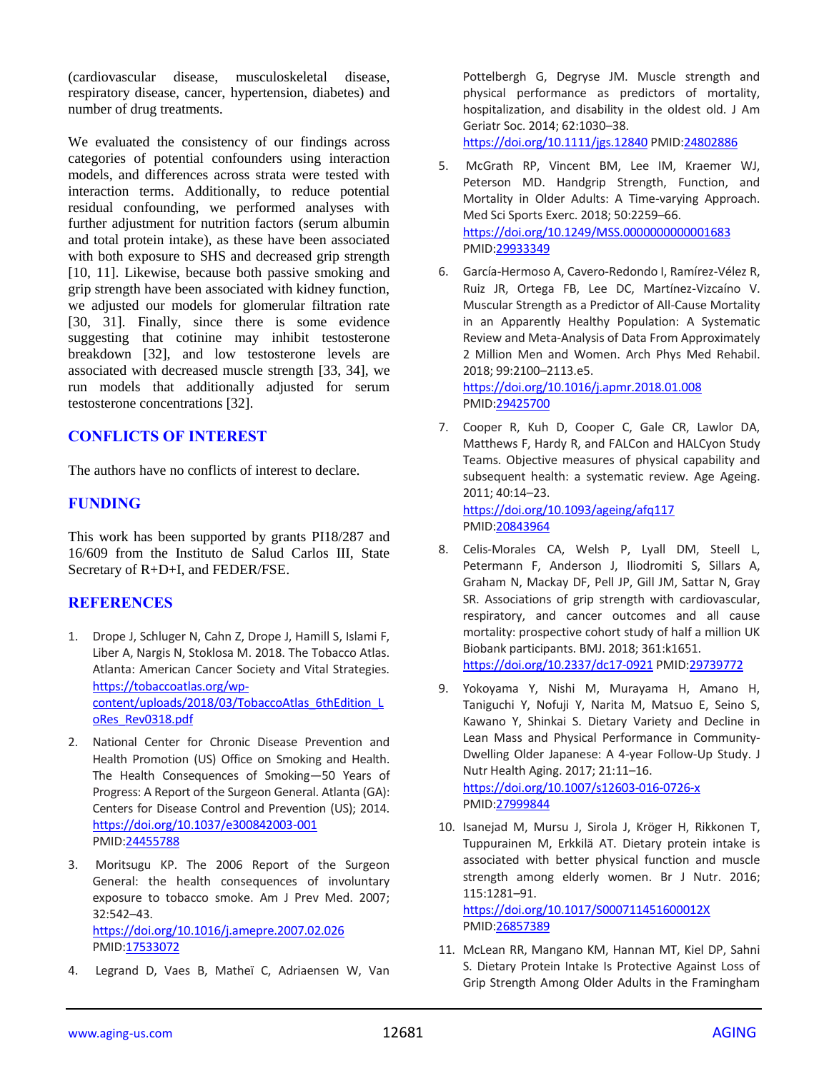(cardiovascular disease, musculoskeletal disease, respiratory disease, cancer, hypertension, diabetes) and number of drug treatments.

We evaluated the consistency of our findings across categories of potential confounders using interaction models, and differences across strata were tested with interaction terms. Additionally, to reduce potential residual confounding, we performed analyses with further adjustment for nutrition factors (serum albumin and total protein intake), as these have been associated with both exposure to SHS and decreased grip strength [10, 11]. Likewise, because both passive smoking and grip strength have been associated with kidney function, we adjusted our models for glomerular filtration rate [30, 31]. Finally, since there is some evidence suggesting that cotinine may inhibit testosterone breakdown [32], and low testosterone levels are associated with decreased muscle strength [33, 34], we run models that additionally adjusted for serum testosterone concentrations [32].

## CONFLICTS OF INTEREST

The authors have no conflicts of interest to declare.

## FUNDING

This work has been supported by grants PI18/287 and 16/609 from the Instituto de Salud Carlos III, State Secretary of R+D+I, and FEDER/FSE.

## REFERENCES

1. Drope J, Schluger N, Cahn Z, Drope J, Hamill S, Islami F, Liber A, Nargis N, Stoklosa M. 2018. The Tobacco Atlas. Atlanta: American Cancer Society and Vital Strategies. https://tobaccoatlas.org/wp-content/uploads/2018/03/TobaccoAtlas_6thEdition_LoRes_Rev0318.pdf

2. National Center for Chronic Disease Prevention and Health Promotion (US) Office on Smoking and Health. The Health Consequences of Smoking—50 Years of Progress: A Report of the Surgeon General. Atlanta (GA): Centers for Disease Control and Prevention (US); 2014. https://doi.org/10.1037/e300842003-001 PMID:24455788

3. Moritsugu KP. The 2006 Report of the Surgeon General: the health consequences of involuntary exposure to tobacco smoke. Am J Prev Med. 2007; 32:542–43. https://doi.org/10.1016/j.amepre.2007.02.026 PMID:17533072

4. Legrand D, Vaes B, Matheï C, Adriaensen W, Van Pottelbergh G, Degryse JM. Muscle strength and physical performance as predictors of mortality, hospitalization, and disability in the oldest old. J Am Geriatr Soc. 2014; 62:1030–38. https://doi.org/10.1111/jgs.12840 PMID:24802886

5. McGrath RP, Vincent BM, Lee IM, Kraemer WJ, Peterson MD. Handgrip Strength, Function, and Mortality in Older Adults: A Time-varying Approach. Med Sci Sports Exerc. 2018; 50:2259–66. https://doi.org/10.1249/MSS.0000000000001683 PMID:29933349

6. García-Hermoso A, Cavero-Redondo I, Ramírez-Vélez R, Ruiz JR, Ortega FB, Lee DC, Martínez-Vizcaíno V. Muscular Strength as a Predictor of All-Cause Mortality in an Apparently Healthy Population: A Systematic Review and Meta-Analysis of Data From Approximately 2 Million Men and Women. Arch Phys Med Rehabil. 2018; 99:2100–2113.e5. https://doi.org/10.1016/j.apmr.2018.01.008 PMID:29425700

7. Cooper R, Kuh D, Cooper C, Gale CR, Lawlor DA, Matthews F, Hardy R, and FALCon and HALCyon Study Teams. Objective measures of physical capability and subsequent health: a systematic review. Age Ageing. 2011; 40:14–23. https://doi.org/10.1093/ageing/afq117 PMID:20843964

8. Celis-Morales CA, Welsh P, Lyall DM, Steell L, Petermann F, Anderson J, Iliodromiti S, Sillars A, Graham N, Mackay DF, Pell JP, Gill JM, Sattar N, Gray SR. Associations of grip strength with cardiovascular, respiratory, and cancer outcomes and all cause mortality: prospective cohort study of half a million UK Biobank participants. BMJ. 2018; 361:k1651. https://doi.org/10.2337/dc17-0921 PMID:29739772

9. Yokoyama Y, Nishi M, Murayama H, Amano H, Taniguchi Y, Nofuji Y, Narita M, Matsuo E, Seino S, Kawano Y, Shinkai S. Dietary Variety and Decline in Lean Mass and Physical Performance in Community-Dwelling Older Japanese: A 4-year Follow-Up Study. J Nutr Health Aging. 2017; 21:11–16. https://doi.org/10.1007/s12603-016-0726-x PMID:27999844

10. Isanejad M, Mursu J, Sirola J, Kröger H, Rikkonen T, Tuppurainen M, Erkkilä AT. Dietary protein intake is associated with better physical function and muscle strength among elderly women. Br J Nutr. 2016; 115:1281–91. https://doi.org/10.1017/S000711451600012X PMID:26857389

11. McLean RR, Mangano KM, Hannan MT, Kiel DP, Sahni S. Dietary Protein Intake Is Protective Against Loss of Grip Strength Among Older Adults in the Framingham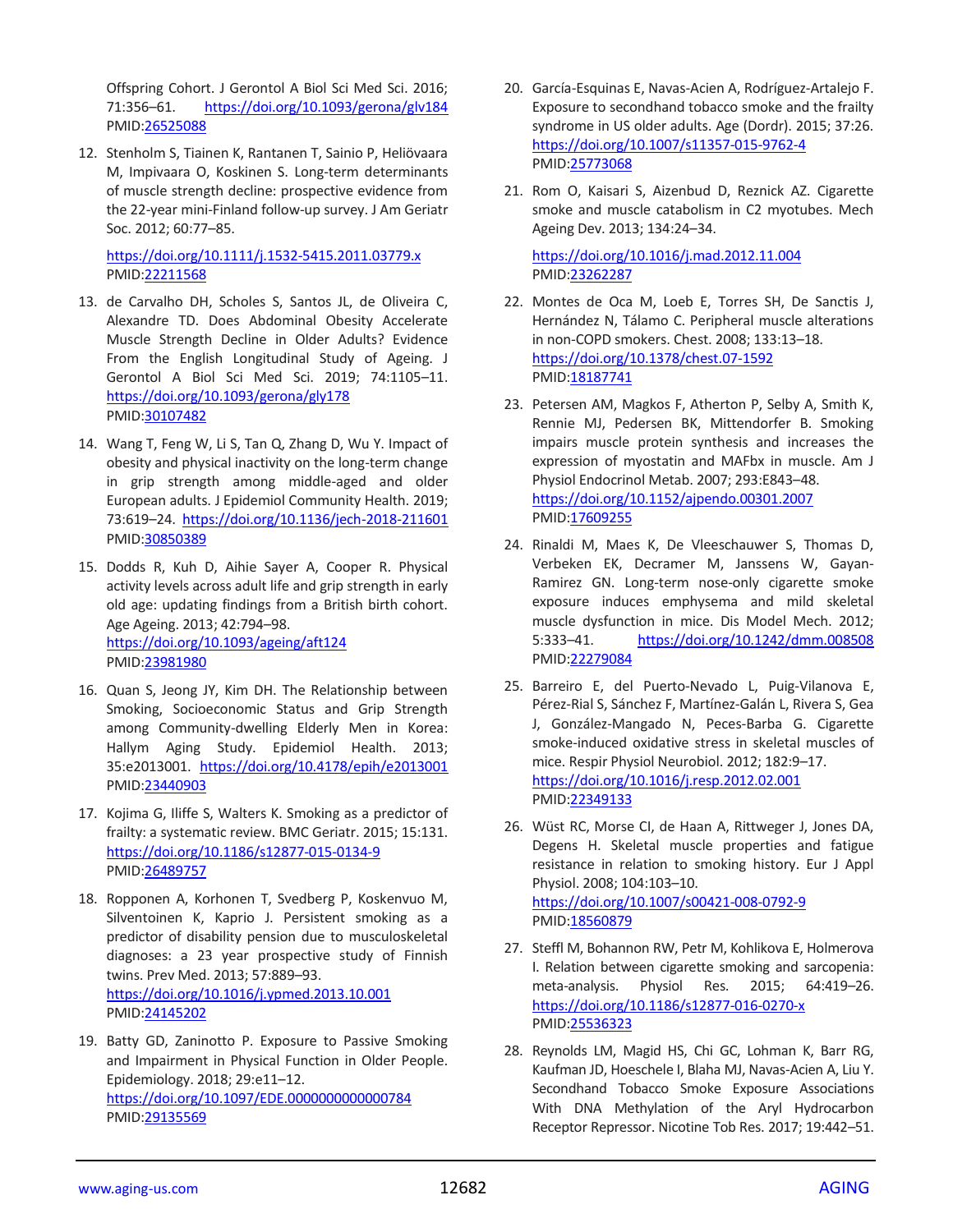Offspring Cohort. J Gerontol A Biol Sci Med Sci. 2016; 71:356–61. https://doi.org/10.1093/gerona/glv184 PMID:26525088

12. Stenholm S, Tiainen K, Rantanen T, Sainio P, Heliövaara M, Impivaara O, Koskinen S. Long-term determinants of muscle strength decline: prospective evidence from the 22-year mini-Finland follow-up survey. J Am Geriatr Soc. 2012; 60:77–85. https://doi.org/10.1111/j.1532-5415.2011.03779.x PMID:22211568

13. de Carvalho DH, Scholes S, Santos JL, de Oliveira C, Alexandre TD. Does Abdominal Obesity Accelerate Muscle Strength Decline in Older Adults? Evidence From the English Longitudinal Study of Ageing. J Gerontol A Biol Sci Med Sci. 2019; 74:1105–11. https://doi.org/10.1093/gerona/gly178 PMID:30107482

14. Wang T, Feng W, Li S, Tan Q, Zhang D, Wu Y. Impact of obesity and physical inactivity on the long-term change in grip strength among middle-aged and older European adults. J Epidemiol Community Health. 2019; 73:619–24. https://doi.org/10.1136/jech-2018-211601 PMID:30850389

15. Dodds R, Kuh D, Aihie Sayer A, Cooper R. Physical activity levels across adult life and grip strength in early old age: updating findings from a British birth cohort. Age Ageing. 2013; 42:794–98. https://doi.org/10.1093/ageing/aft124 PMID:23981980

16. Quan S, Jeong JY, Kim DH. The Relationship between Smoking, Socioeconomic Status and Grip Strength among Community-dwelling Elderly Men in Korea: Hallym Aging Study. Epidemiol Health. 2013; 35:e2013001. https://doi.org/10.4178/epih/e2013001 PMID:23440903

17. Kojima G, Iliffe S, Walters K. Smoking as a predictor of frailty: a systematic review. BMC Geriatr. 2015; 15:131. https://doi.org/10.1186/s12877-015-0134-9 PMID:26489757

18. Ropponen A, Korhonen T, Svedberg P, Koskenvuo M, Silventoinen K, Kaprio J. Persistent smoking as a predictor of disability pension due to musculoskeletal diagnoses: a 23 year prospective study of Finnish twins. Prev Med. 2013; 57:889–93. https://doi.org/10.1016/j.ypmed.2013.10.001 PMID:24145202

19. Batty GD, Zaninotto P. Exposure to Passive Smoking and Impairment in Physical Function in Older People. Epidemiology. 2018; 29:e11–12. https://doi.org/10.1097/EDE.0000000000000784 PMID:29135569

20. García-Esquinas E, Navas-Acien A, Rodríguez-Artalejo F. Exposure to secondhand tobacco smoke and the frailty syndrome in US older adults. Age (Dordr). 2015; 37:26. https://doi.org/10.1007/s11357-015-9762-4 PMID:25773068

21. Rom O, Kaisari S, Aizenbud D, Reznick AZ. Cigarette smoke and muscle catabolism in C2 myotubes. Mech Ageing Dev. 2013; 134:24–34. https://doi.org/10.1016/j.mad.2012.11.004 PMID:23262287

22. Montes de Oca M, Loeb E, Torres SH, De Sanctis J, Hernández N, Tálamo C. Peripheral muscle alterations in non-COPD smokers. Chest. 2008; 133:13–18. https://doi.org/10.1378/chest.07-1592 PMID:18187741

23. Petersen AM, Magkos F, Atherton P, Selby A, Smith K, Rennie MJ, Pedersen BK, Mittendorfer B. Smoking impairs muscle protein synthesis and increases the expression of myostatin and MAFbx in muscle. Am J Physiol Endocrinol Metab. 2007; 293:E843–48. https://doi.org/10.1152/ajpendo.00301.2007 PMID:17609255

24. Rinaldi M, Maes K, De Vleeschauwer S, Thomas D, Verbeken EK, Decramer M, Janssens W, Gayan-Ramirez GN. Long-term nose-only cigarette smoke exposure induces emphysema and mild skeletal muscle dysfunction in mice. Dis Model Mech. 2012; 5:333–41. https://doi.org/10.1242/dmm.008508 PMID:22279084

25. Barreiro E, del Puerto-Nevado L, Puig-Vilanova E, Pérez-Rial S, Sánchez F, Martínez-Galán L, Rivera S, Gea J, González-Mangado N, Peces-Barba G. Cigarette smoke-induced oxidative stress in skeletal muscles of mice. Respir Physiol Neurobiol. 2012; 182:9–17. https://doi.org/10.1016/j.resp.2012.02.001 PMID:22349133

26. Wüst RC, Morse CI, de Haan A, Rittweger J, Jones DA, Degens H. Skeletal muscle properties and fatigue resistance in relation to smoking history. Eur J Appl Physiol. 2008; 104:103–10. https://doi.org/10.1007/s00421-008-0792-9 PMID:18560879

27. Steffl M, Bohannon RW, Petr M, Kohlikova E, Holmerova I. Relation between cigarette smoking and sarcopenia: meta-analysis. Physiol Res. 2015; 64:419–26. https://doi.org/10.1186/s12877-016-0270-x PMID:25536323

28. Reynolds LM, Magid HS, Chi GC, Lohman K, Barr RG, Kaufman JD, Hoeschele I, Blaha MJ, Navas-Acien A, Liu Y. Secondhand Tobacco Smoke Exposure Associations With DNA Methylation of the Aryl Hydrocarbon Receptor Repressor. Nicotine Tob Res. 2017; 19:442–51.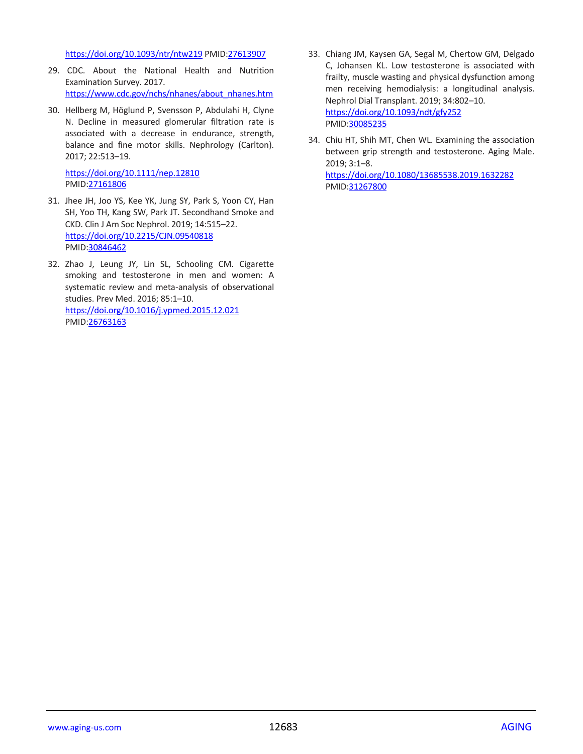https://doi.org/10.1093/ntr/ntw219 PMID:27613907

29. CDC. About the National Health and Nutrition Examination Survey. 2017. https://www.cdc.gov/nchs/nhanes/about_nhanes.htm

30. Hellberg M, Höglund P, Svensson P, Abdulahi H, Clyne N. Decline in measured glomerular filtration rate is associated with a decrease in endurance, strength, balance and fine motor skills. Nephrology (Carlton). 2017; 22:513–19.

    https://doi.org/10.1111/nep.12810 PMID:27161806

31. Jhee JH, Joo YS, Kee YK, Jung SY, Park S, Yoon CY, Han SH, Yoo TH, Kang SW, Park JT. Secondhand Smoke and CKD. Clin J Am Soc Nephrol. 2019; 14:515–22. https://doi.org/10.2215/CJN.09540818 PMID:30846462

32. Zhao J, Leung JY, Lin SL, Schooling CM. Cigarette smoking and testosterone in men and women: A systematic review and meta-analysis of observational studies. Prev Med. 2016; 85:1–10. https://doi.org/10.1016/j.ypmed.2015.12.021 PMID:26763163

33. Chiang JM, Kaysen GA, Segal M, Chertow GM, Delgado C, Johansen KL. Low testosterone is associated with frailty, muscle wasting and physical dysfunction among men receiving hemodialysis: a longitudinal analysis. Nephrol Dial Transplant. 2019; 34:802–10. https://doi.org/10.1093/ndt/gfy252 PMID:30085235

34. Chiu HT, Shih MT, Chen WL. Examining the association between grip strength and testosterone. Aging Male. 2019; 3:1–8. https://doi.org/10.1080/13685538.2019.1632282 PMID:31267800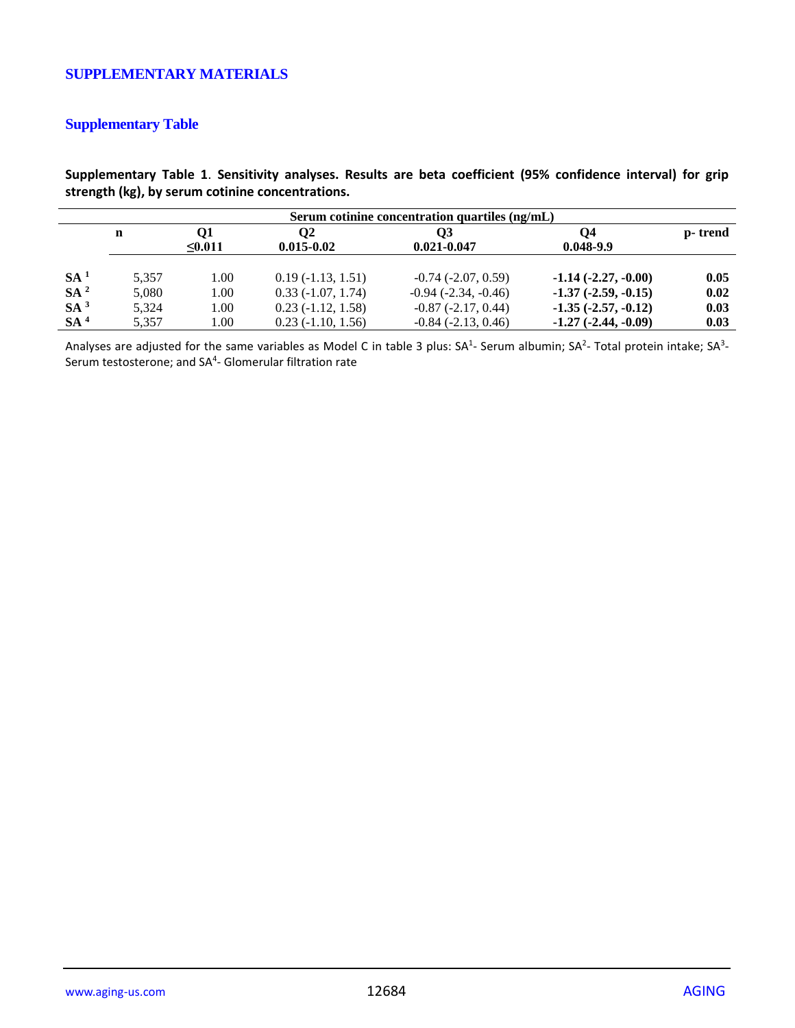## SUPPLEMENTARY MATERIALS

## Supplementary Table

**Supplementary Table 1. Sensitivity analyses. Results are beta coefficient (95% confidence interval) for grip strength (kg), by serum cotinine concentrations.**

| | | Serum cotinine concentration quartiles (ng/mL) | | | | |
|---|---|---|---|---|---|---|
| | **n** | **Q1 ≤0.011** | **Q2 0.015-0.02** | **Q3 0.021-0.047** | **Q4 0.048-9.9** | **p- trend** |
| **SA[1]** | 5,357 | 1.00 | 0.19 (-1.13, 1.51) | -0.74 (-2.07, 0.59) | **-1.14 (-2.27, -0.00)** | **0.05** |
| **SA[2]** | 5,080 | 1.00 | 0.33 (-1.07, 1.74) | -0.94 (-2.34, -0.46) | **-1.37 (-2.59, -0.15)** | **0.02** |
| **SA[3]** | 5,324 | 1.00 | 0.23 (-1.12, 1.58) | -0.87 (-2.17, 0.44) | **-1.35 (-2.57, -0.12)** | **0.03** |
| **SA[4]** | 5,357 | 1.00 | 0.23 (-1.10, 1.56) | -0.84 (-2.13, 0.46) | **-1.27 (-2.44, -0.09)** | **0.03** |

Analyses are adjusted for the same variables as Model C in table 3 plus: SA[1]- Serum albumin; SA[2]- Total protein intake; SA[3]- Serum testosterone; and SA[4]- Glomerular filtration rate